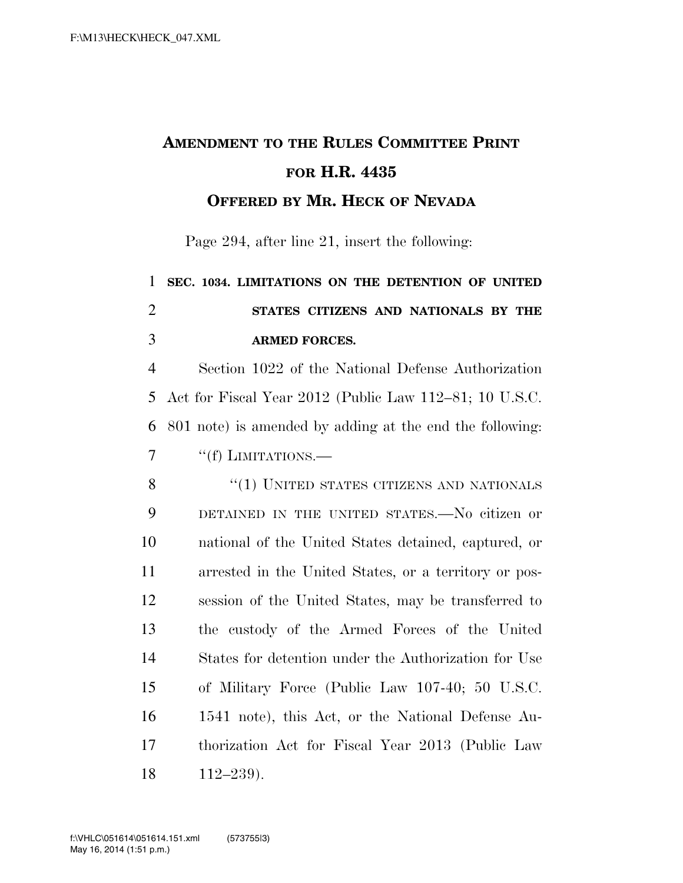# AMENDMENT TO THE RULES COMMITTEE PRINT FOR H.R. 4435

## OFFERED BY MR. HECK OF NEVADA

Page 294, after line 21, insert the following:

**SEC. 1034. LIMITATIONS ON THE DETENTION OF UNITED STATES CITIZENS AND NATIONALS BY THE ARMED FORCES.**

Section 1022 of the National Defense Authorization Act for Fiscal Year 2012 (Public Law 112–81; 10 U.S.C. 801 note) is amended by adding at the end the following:

"(f) LIMITATIONS.—

"(1) UNITED STATES CITIZENS AND NATIONALS DETAINED IN THE UNITED STATES.—No citizen or national of the United States detained, captured, or arrested in the United States, or a territory or possession of the United States, may be transferred to the custody of the Armed Forces of the United States for detention under the Authorization for Use of Military Force (Public Law 107-40; 50 U.S.C. 1541 note), this Act, or the National Defense Authorization Act for Fiscal Year 2013 (Public Law 112–239).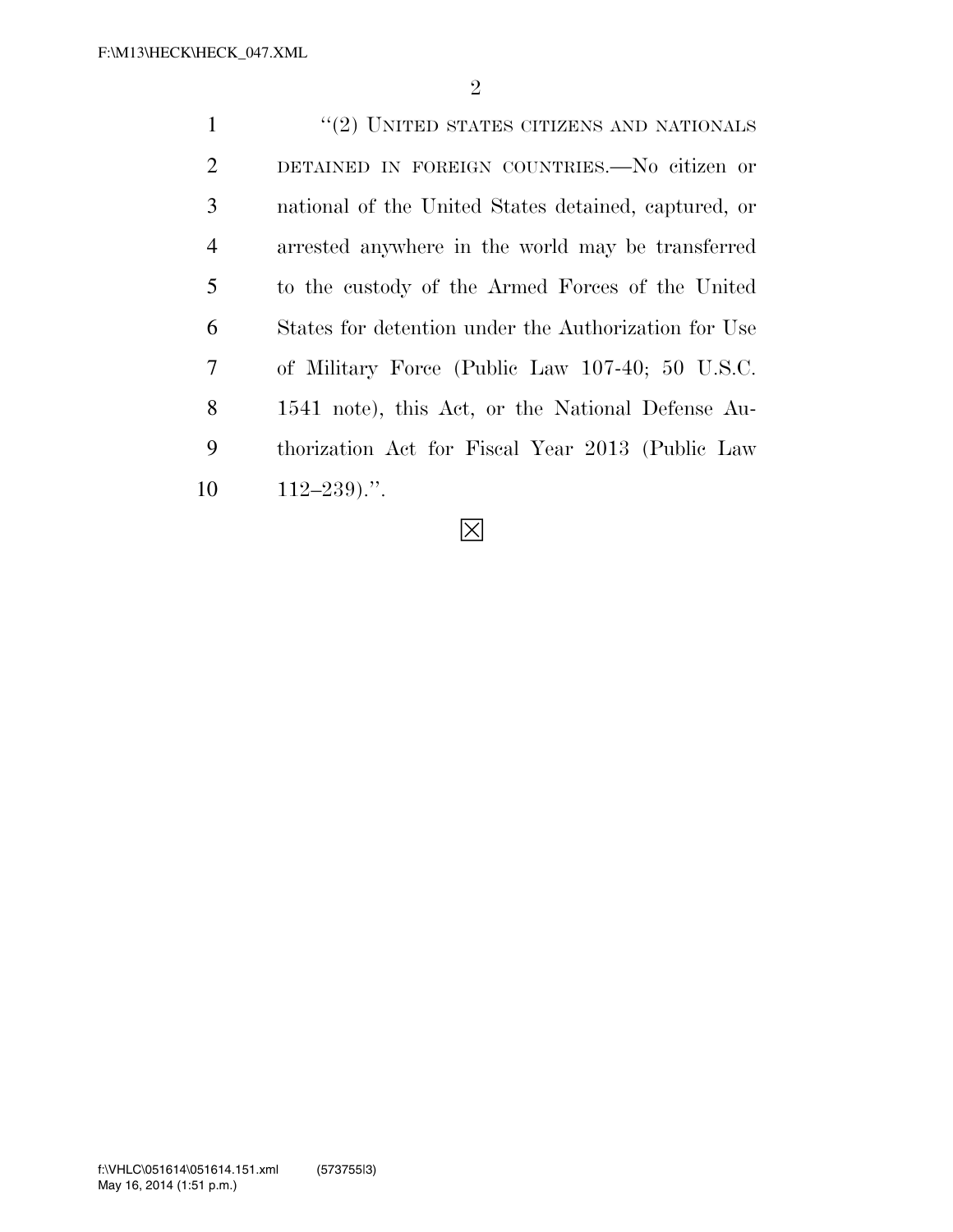"(2) UNITED STATES CITIZENS AND NATIONALS DETAINED IN FOREIGN COUNTRIES.—No citizen or national of the United States detained, captured, or arrested anywhere in the world may be transferred to the custody of the Armed Forces of the United States for detention under the Authorization for Use of Military Force (Public Law 107-40; 50 U.S.C. 1541 note), this Act, or the National Defense Authorization Act for Fiscal Year 2013 (Public Law 112–239).".

☒